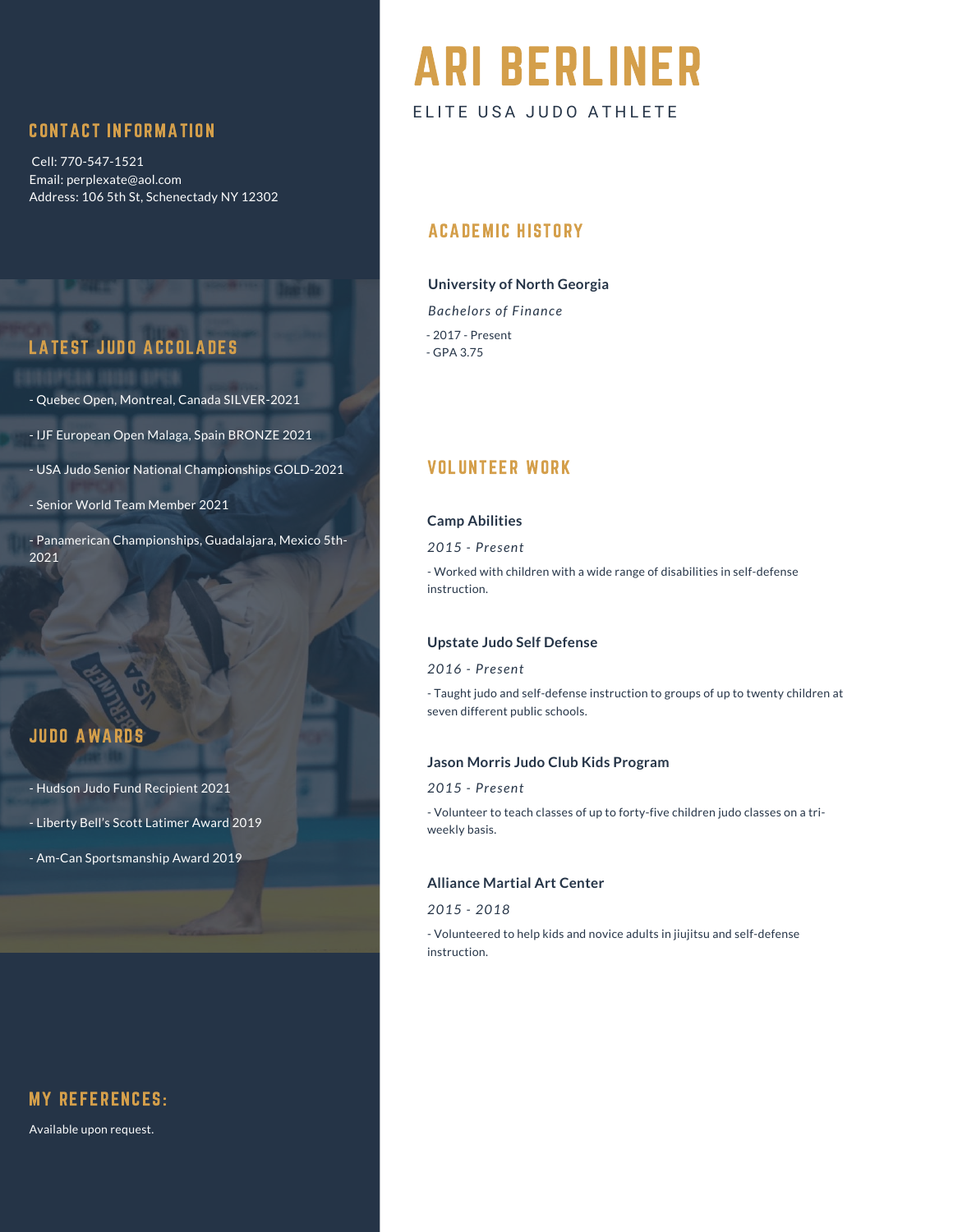# ARI BERLINER

ELITE USA JUDO ATHLETE

## CONTACT INFORMATION

Cell: 770-547-1521
Email: perplexate@aol.com
Address: 106 5th St, Schenectady NY 12302

## LATEST JUDO ACCOLADES

- Quebec Open, Montreal, Canada SILVER-2021
- IJF European Open Malaga, Spain BRONZE 2021
- USA Judo Senior National Championships GOLD-2021
- Senior World Team Member 2021
- Panamerican Championships, Guadalajara, Mexico 5th-2021

## JUDO AWARDS

- Hudson Judo Fund Recipient 2021
- Liberty Bell's Scott Latimer Award 2019
- Am-Can Sportsmanship Award 2019

## MY REFERENCES:

Available upon request.

## ACADEMIC HISTORY

**University of North Georgia**

*Bachelors of Finance*

- 2017 - Present
- GPA 3.75

## VOLUNTEER WORK

**Camp Abilities**

*2015 - Present*

- Worked with children with a wide range of disabilities in self-defense instruction.

**Upstate Judo Self Defense**

*2016 - Present*

- Taught judo and self-defense instruction to groups of up to twenty children at seven different public schools.

**Jason Morris Judo Club Kids Program**

*2015 - Present*

- Volunteer to teach classes of up to forty-five children judo classes on a tri-weekly basis.

**Alliance Martial Art Center**

*2015 - 2018*

- Volunteered to help kids and novice adults in jiujitsu and self-defense instruction.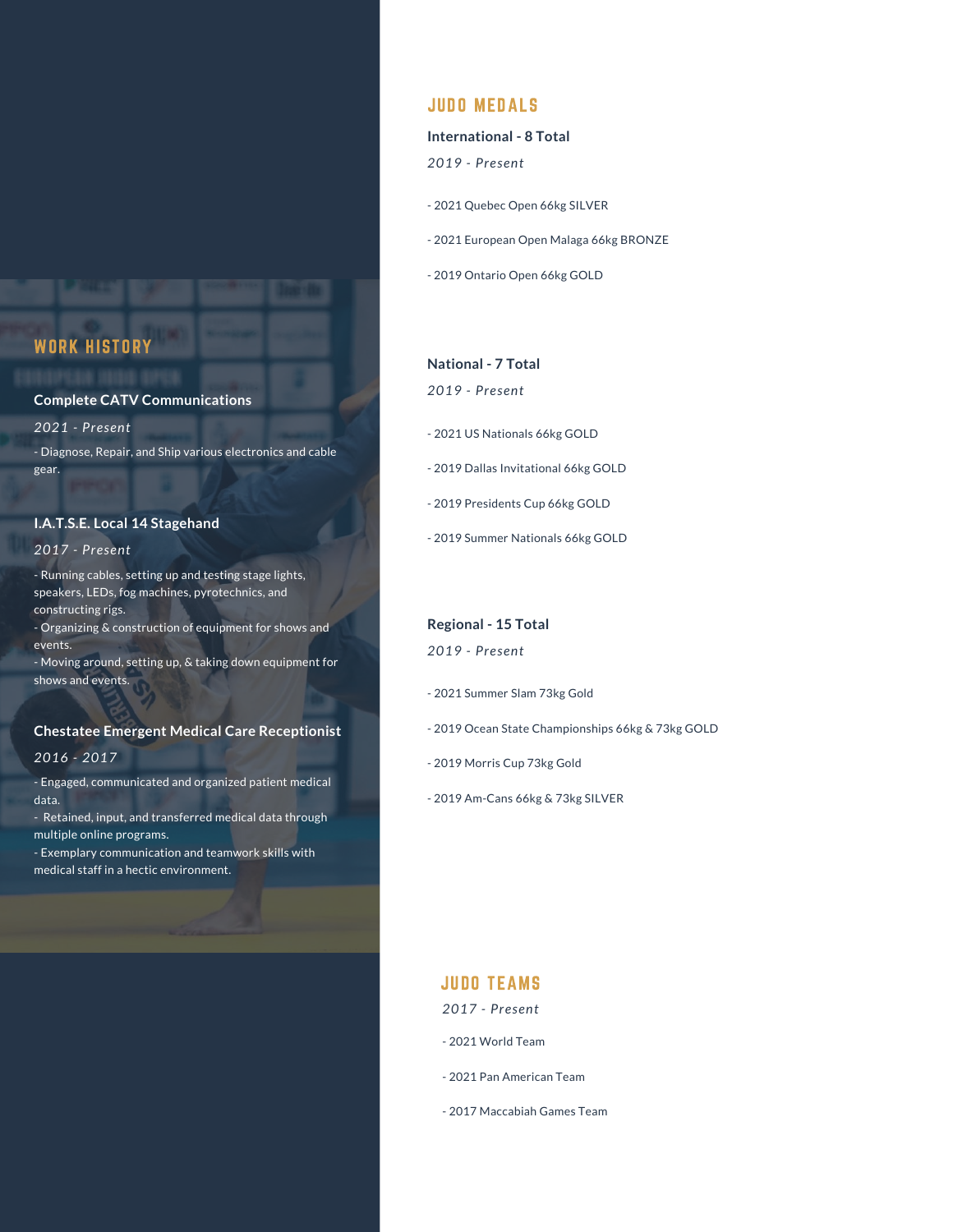## WORK HISTORY

### Complete CATV Communications

*2021 - Present*

- Diagnose, Repair, and Ship various electronics and cable gear.

### I.A.T.S.E. Local 14 Stagehand

*2017 - Present*

- Running cables, setting up and testing stage lights, speakers, LEDs, fog machines, pyrotechnics, and constructing rigs.
- Organizing & construction of equipment for shows and events.
- Moving around, setting up, & taking down equipment for shows and events.

### Chestatee Emergent Medical Care Receptionist

*2016 - 2017*

- Engaged, communicated and organized patient medical data.
- Retained, input, and transferred medical data through multiple online programs.
- Exemplary communication and teamwork skills with medical staff in a hectic environment.

## JUDO MEDALS

### International - 8 Total

*2019 - Present*

- 2021 Quebec Open 66kg SILVER
- 2021 European Open Malaga 66kg BRONZE
- 2019 Ontario Open 66kg GOLD

### National - 7 Total

*2019 - Present*

- 2021 US Nationals 66kg GOLD
- 2019 Dallas Invitational 66kg GOLD
- 2019 Presidents Cup 66kg GOLD
- 2019 Summer Nationals 66kg GOLD

### Regional - 15 Total

*2019 - Present*

- 2021 Summer Slam 73kg Gold
- 2019 Ocean State Championships 66kg & 73kg GOLD
- 2019 Morris Cup 73kg Gold
- 2019 Am-Cans 66kg & 73kg SILVER

## JUDO TEAMS

*2017 - Present*

- 2021 World Team
- 2021 Pan American Team
- 2017 Maccabiah Games Team